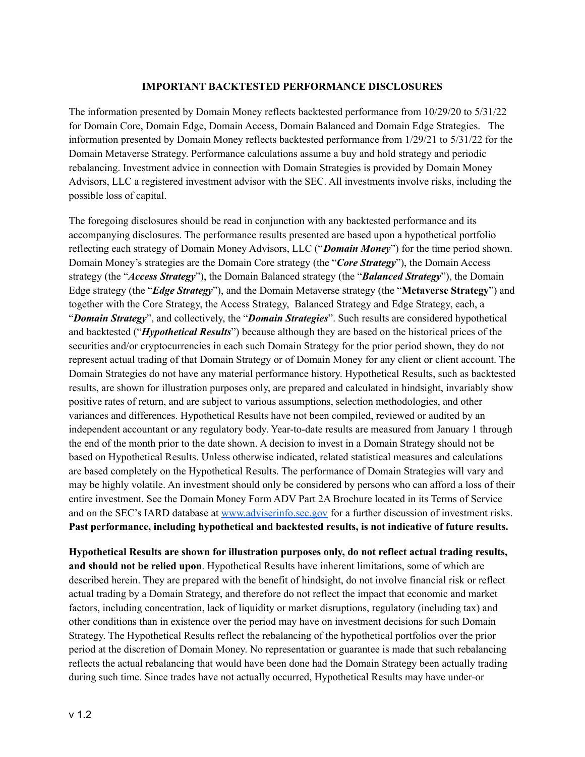## IMPORTANT BACKTESTED PERFORMANCE DISCLOSURES

The information presented by Domain Money reflects backtested performance from 10/29/20 to 5/31/22 for Domain Core, Domain Edge, Domain Access, Domain Balanced and Domain Edge Strategies. The information presented by Domain Money reflects backtested performance from 1/29/21 to 5/31/22 for the Domain Metaverse Strategy. Performance calculations assume a buy and hold strategy and periodic rebalancing. Investment advice in connection with Domain Strategies is provided by Domain Money Advisors, LLC a registered investment advisor with the SEC. All investments involve risks, including the possible loss of capital.

The foregoing disclosures should be read in conjunction with any backtested performance and its accompanying disclosures. The performance results presented are based upon a hypothetical portfolio reflecting each strategy of Domain Money Advisors, LLC ("***Domain Money***") for the time period shown. Domain Money's strategies are the Domain Core strategy (the "***Core Strategy***"), the Domain Access strategy (the "***Access Strategy***"), the Domain Balanced strategy (the "***Balanced Strategy***"), the Domain Edge strategy (the "***Edge Strategy***"), and the Domain Metaverse strategy (the "**Metaverse Strategy**") and together with the Core Strategy, the Access Strategy, Balanced Strategy and Edge Strategy, each, a "***Domain Strategy***", and collectively, the "***Domain Strategies***". Such results are considered hypothetical and backtested ("***Hypothetical Results***") because although they are based on the historical prices of the securities and/or cryptocurrencies in each such Domain Strategy for the prior period shown, they do not represent actual trading of that Domain Strategy or of Domain Money for any client or client account. The Domain Strategies do not have any material performance history. Hypothetical Results, such as backtested results, are shown for illustration purposes only, are prepared and calculated in hindsight, invariably show positive rates of return, and are subject to various assumptions, selection methodologies, and other variances and differences. Hypothetical Results have not been compiled, reviewed or audited by an independent accountant or any regulatory body. Year-to-date results are measured from January 1 through the end of the month prior to the date shown. A decision to invest in a Domain Strategy should not be based on Hypothetical Results. Unless otherwise indicated, related statistical measures and calculations are based completely on the Hypothetical Results. The performance of Domain Strategies will vary and may be highly volatile. An investment should only be considered by persons who can afford a loss of their entire investment. See the Domain Money Form ADV Part 2A Brochure located in its Terms of Service and on the SEC's IARD database at [www.adviserinfo.sec.gov](www.adviserinfo.sec.gov) for a further discussion of investment risks. **Past performance, including hypothetical and backtested results, is not indicative of future results.**

**Hypothetical Results are shown for illustration purposes only, do not reflect actual trading results, and should not be relied upon**. Hypothetical Results have inherent limitations, some of which are described herein. They are prepared with the benefit of hindsight, do not involve financial risk or reflect actual trading by a Domain Strategy, and therefore do not reflect the impact that economic and market factors, including concentration, lack of liquidity or market disruptions, regulatory (including tax) and other conditions than in existence over the period may have on investment decisions for such Domain Strategy. The Hypothetical Results reflect the rebalancing of the hypothetical portfolios over the prior period at the discretion of Domain Money. No representation or guarantee is made that such rebalancing reflects the actual rebalancing that would have been done had the Domain Strategy been actually trading during such time. Since trades have not actually occurred, Hypothetical Results may have under-or

v 1.2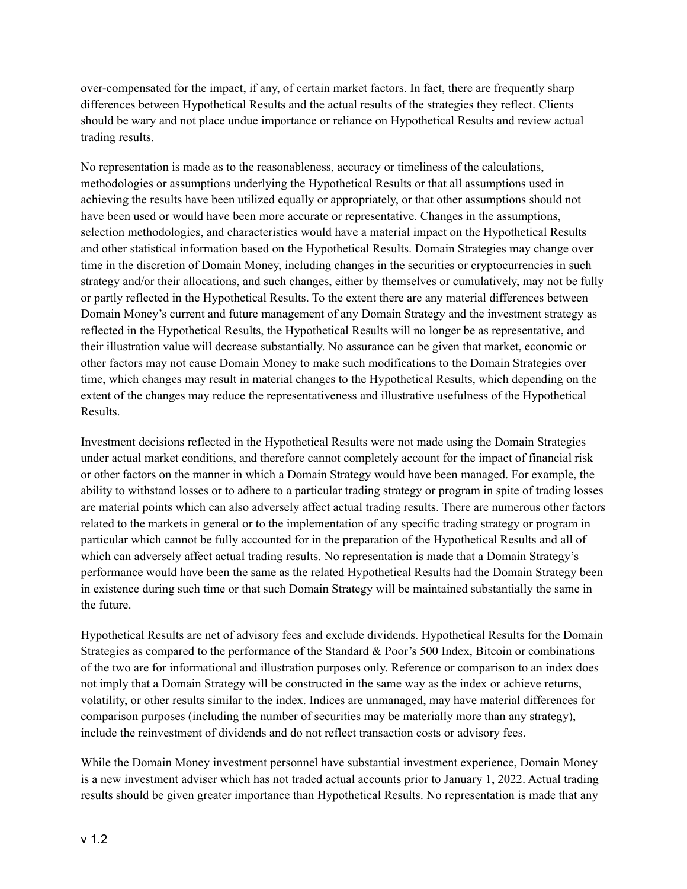over-compensated for the impact, if any, of certain market factors. In fact, there are frequently sharp differences between Hypothetical Results and the actual results of the strategies they reflect. Clients should be wary and not place undue importance or reliance on Hypothetical Results and review actual trading results.

No representation is made as to the reasonableness, accuracy or timeliness of the calculations, methodologies or assumptions underlying the Hypothetical Results or that all assumptions used in achieving the results have been utilized equally or appropriately, or that other assumptions should not have been used or would have been more accurate or representative. Changes in the assumptions, selection methodologies, and characteristics would have a material impact on the Hypothetical Results and other statistical information based on the Hypothetical Results. Domain Strategies may change over time in the discretion of Domain Money, including changes in the securities or cryptocurrencies in such strategy and/or their allocations, and such changes, either by themselves or cumulatively, may not be fully or partly reflected in the Hypothetical Results. To the extent there are any material differences between Domain Money's current and future management of any Domain Strategy and the investment strategy as reflected in the Hypothetical Results, the Hypothetical Results will no longer be as representative, and their illustration value will decrease substantially. No assurance can be given that market, economic or other factors may not cause Domain Money to make such modifications to the Domain Strategies over time, which changes may result in material changes to the Hypothetical Results, which depending on the extent of the changes may reduce the representativeness and illustrative usefulness of the Hypothetical Results.

Investment decisions reflected in the Hypothetical Results were not made using the Domain Strategies under actual market conditions, and therefore cannot completely account for the impact of financial risk or other factors on the manner in which a Domain Strategy would have been managed. For example, the ability to withstand losses or to adhere to a particular trading strategy or program in spite of trading losses are material points which can also adversely affect actual trading results. There are numerous other factors related to the markets in general or to the implementation of any specific trading strategy or program in particular which cannot be fully accounted for in the preparation of the Hypothetical Results and all of which can adversely affect actual trading results. No representation is made that a Domain Strategy's performance would have been the same as the related Hypothetical Results had the Domain Strategy been in existence during such time or that such Domain Strategy will be maintained substantially the same in the future.

Hypothetical Results are net of advisory fees and exclude dividends. Hypothetical Results for the Domain Strategies as compared to the performance of the Standard & Poor's 500 Index, Bitcoin or combinations of the two are for informational and illustration purposes only. Reference or comparison to an index does not imply that a Domain Strategy will be constructed in the same way as the index or achieve returns, volatility, or other results similar to the index. Indices are unmanaged, may have material differences for comparison purposes (including the number of securities may be materially more than any strategy), include the reinvestment of dividends and do not reflect transaction costs or advisory fees.

While the Domain Money investment personnel have substantial investment experience, Domain Money is a new investment adviser which has not traded actual accounts prior to January 1, 2022. Actual trading results should be given greater importance than Hypothetical Results. No representation is made that any

v 1.2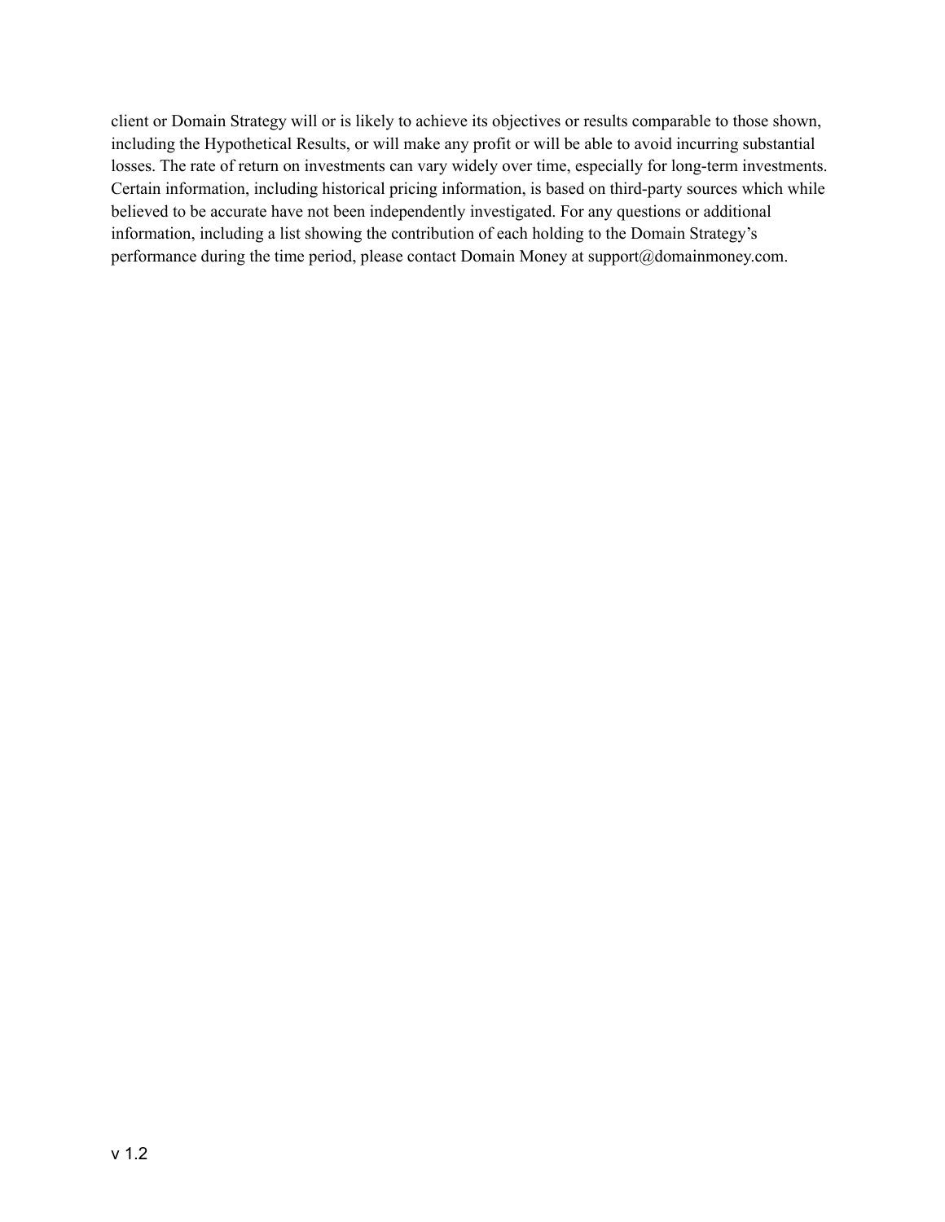client or Domain Strategy will or is likely to achieve its objectives or results comparable to those shown, including the Hypothetical Results, or will make any profit or will be able to avoid incurring substantial losses. The rate of return on investments can vary widely over time, especially for long-term investments. Certain information, including historical pricing information, is based on third-party sources which while believed to be accurate have not been independently investigated. For any questions or additional information, including a list showing the contribution of each holding to the Domain Strategy's performance during the time period, please contact Domain Money at support@domainmoney.com.

v 1.2